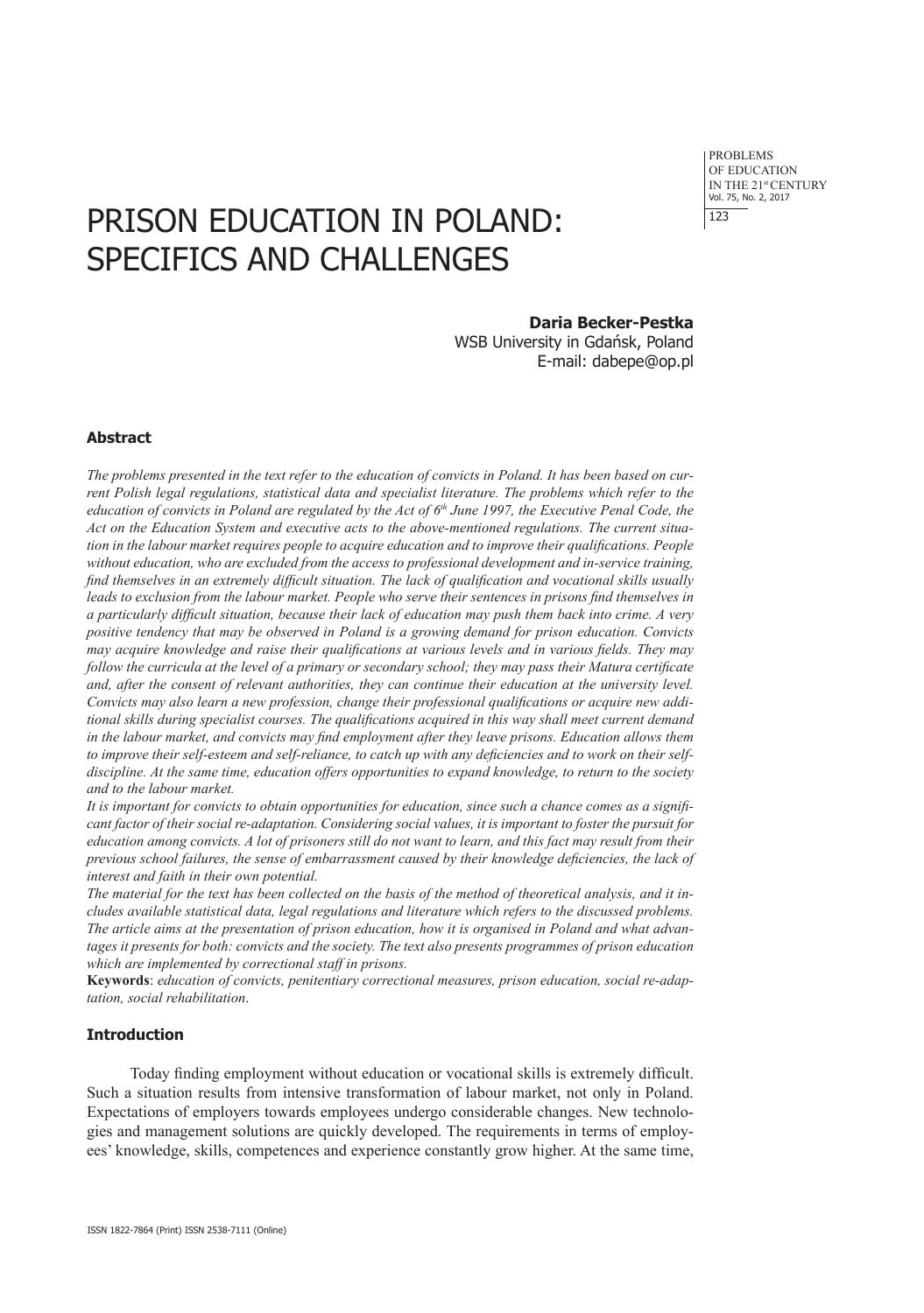# PRISON EDUCATION IN POLAND: SPECIFICS AND CHALLENGES

**Daria Becker-Pestka**
WSB University in Gdańsk, Poland
E-mail: dabepe@op.pl

## Abstract

*The problems presented in the text refer to the education of convicts in Poland. It has been based on current Polish legal regulations, statistical data and specialist literature. The problems which refer to the education of convicts in Poland are regulated by the Act of 6th June 1997, the Executive Penal Code, the Act on the Education System and executive acts to the above-mentioned regulations. The current situation in the labour market requires people to acquire education and to improve their qualifications. People without education, who are excluded from the access to professional development and in-service training, find themselves in an extremely difficult situation. The lack of qualification and vocational skills usually leads to exclusion from the labour market. People who serve their sentences in prisons find themselves in a particularly difficult situation, because their lack of education may push them back into crime. A very positive tendency that may be observed in Poland is a growing demand for prison education. Convicts may acquire knowledge and raise their qualifications at various levels and in various fields. They may follow the curricula at the level of a primary or secondary school; they may pass their Matura certificate and, after the consent of relevant authorities, they can continue their education at the university level. Convicts may also learn a new profession, change their professional qualifications or acquire new additional skills during specialist courses. The qualifications acquired in this way shall meet current demand in the labour market, and convicts may find employment after they leave prisons. Education allows them to improve their self-esteem and self-reliance, to catch up with any deficiencies and to work on their self-discipline. At the same time, education offers opportunities to expand knowledge, to return to the society and to the labour market.*

*It is important for convicts to obtain opportunities for education, since such a chance comes as a significant factor of their social re-adaptation. Considering social values, it is important to foster the pursuit for education among convicts. A lot of prisoners still do not want to learn, and this fact may result from their previous school failures, the sense of embarrassment caused by their knowledge deficiencies, the lack of interest and faith in their own potential.*

*The material for the text has been collected on the basis of the method of theoretical analysis, and it includes available statistical data, legal regulations and literature which refers to the discussed problems. The article aims at the presentation of prison education, how it is organised in Poland and what advantages it presents for both: convicts and the society. The text also presents programmes of prison education which are implemented by correctional staff in prisons.*

**Keywords**: *education of convicts, penitentiary correctional measures, prison education, social re-adaptation, social rehabilitation*.

## Introduction

Today finding employment without education or vocational skills is extremely difficult. Such a situation results from intensive transformation of labour market, not only in Poland. Expectations of employers towards employees undergo considerable changes. New technologies and management solutions are quickly developed. The requirements in terms of employees' knowledge, skills, competences and experience constantly grow higher. At the same time,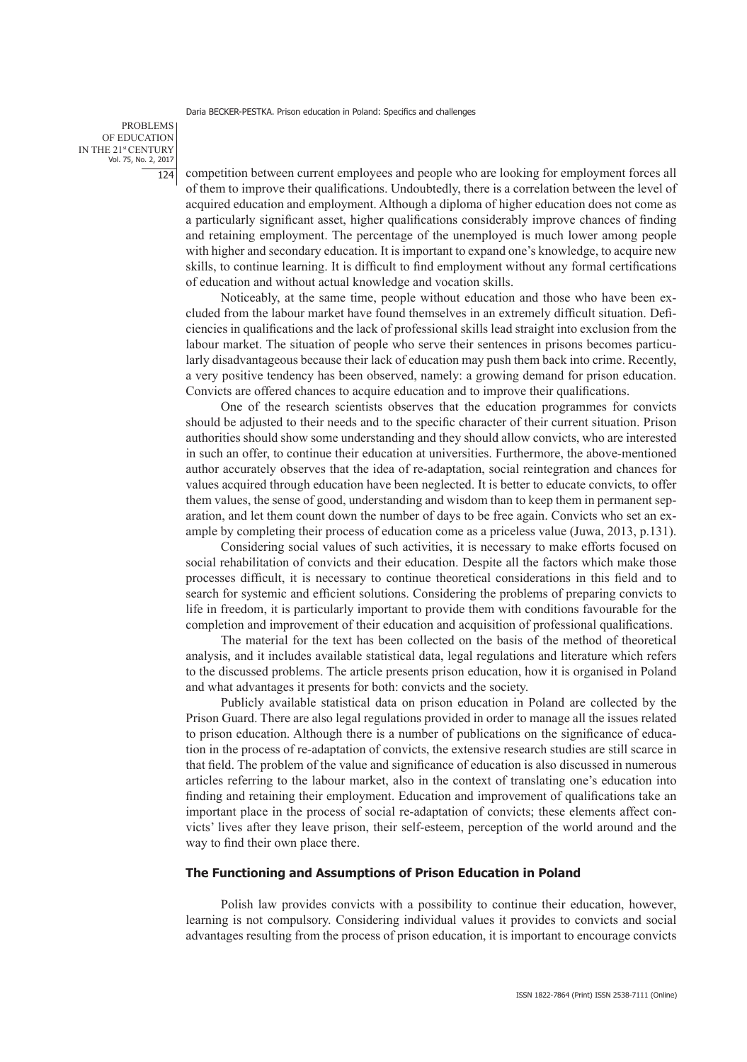competition between current employees and people who are looking for employment forces all of them to improve their qualifications. Undoubtedly, there is a correlation between the level of acquired education and employment. Although a diploma of higher education does not come as a particularly significant asset, higher qualifications considerably improve chances of finding and retaining employment. The percentage of the unemployed is much lower among people with higher and secondary education. It is important to expand one's knowledge, to acquire new skills, to continue learning. It is difficult to find employment without any formal certifications of education and without actual knowledge and vocation skills.

Noticeably, at the same time, people without education and those who have been excluded from the labour market have found themselves in an extremely difficult situation. Deficiencies in qualifications and the lack of professional skills lead straight into exclusion from the labour market. The situation of people who serve their sentences in prisons becomes particularly disadvantageous because their lack of education may push them back into crime. Recently, a very positive tendency has been observed, namely: a growing demand for prison education. Convicts are offered chances to acquire education and to improve their qualifications.

One of the research scientists observes that the education programmes for convicts should be adjusted to their needs and to the specific character of their current situation. Prison authorities should show some understanding and they should allow convicts, who are interested in such an offer, to continue their education at universities. Furthermore, the above-mentioned author accurately observes that the idea of re-adaptation, social reintegration and chances for values acquired through education have been neglected. It is better to educate convicts, to offer them values, the sense of good, understanding and wisdom than to keep them in permanent separation, and let them count down the number of days to be free again. Convicts who set an example by completing their process of education come as a priceless value (Juwa, 2013, p.131).

Considering social values of such activities, it is necessary to make efforts focused on social rehabilitation of convicts and their education. Despite all the factors which make those processes difficult, it is necessary to continue theoretical considerations in this field and to search for systemic and efficient solutions. Considering the problems of preparing convicts to life in freedom, it is particularly important to provide them with conditions favourable for the completion and improvement of their education and acquisition of professional qualifications.

The material for the text has been collected on the basis of the method of theoretical analysis, and it includes available statistical data, legal regulations and literature which refers to the discussed problems. The article presents prison education, how it is organised in Poland and what advantages it presents for both: convicts and the society.

Publicly available statistical data on prison education in Poland are collected by the Prison Guard. There are also legal regulations provided in order to manage all the issues related to prison education. Although there is a number of publications on the significance of education in the process of re-adaptation of convicts, the extensive research studies are still scarce in that field. The problem of the value and significance of education is also discussed in numerous articles referring to the labour market, also in the context of translating one's education into finding and retaining their employment. Education and improvement of qualifications take an important place in the process of social re-adaptation of convicts; these elements affect convicts' lives after they leave prison, their self-esteem, perception of the world around and the way to find their own place there.

## The Functioning and Assumptions of Prison Education in Poland

Polish law provides convicts with a possibility to continue their education, however, learning is not compulsory. Considering individual values it provides to convicts and social advantages resulting from the process of prison education, it is important to encourage convicts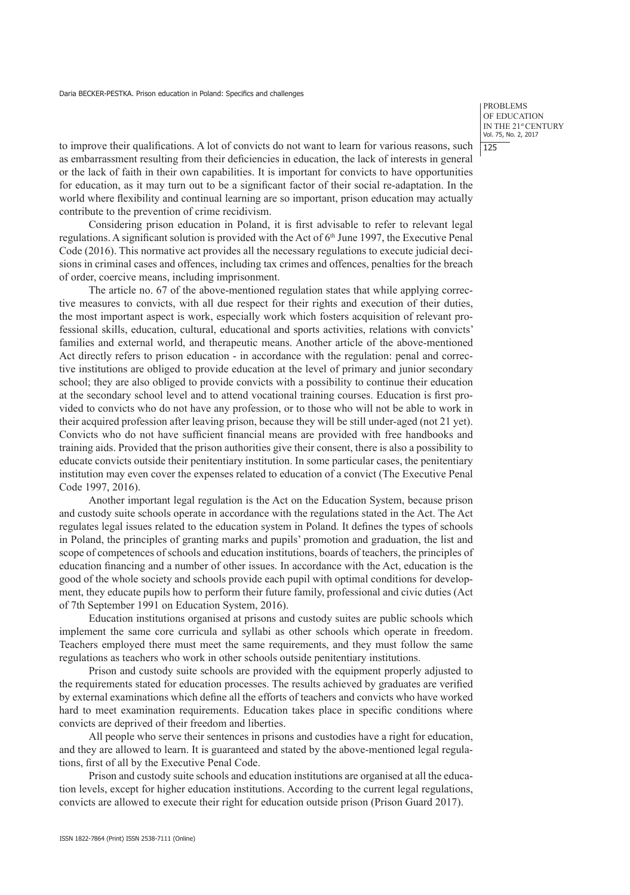to improve their qualifications. A lot of convicts do not want to learn for various reasons, such as embarrassment resulting from their deficiencies in education, the lack of interests in general or the lack of faith in their own capabilities. It is important for convicts to have opportunities for education, as it may turn out to be a significant factor of their social re-adaptation. In the world where flexibility and continual learning are so important, prison education may actually contribute to the prevention of crime recidivism.

Considering prison education in Poland, it is first advisable to refer to relevant legal regulations. A significant solution is provided with the Act of 6th June 1997, the Executive Penal Code (2016). This normative act provides all the necessary regulations to execute judicial decisions in criminal cases and offences, including tax crimes and offences, penalties for the breach of order, coercive means, including imprisonment.

The article no. 67 of the above-mentioned regulation states that while applying corrective measures to convicts, with all due respect for their rights and execution of their duties, the most important aspect is work, especially work which fosters acquisition of relevant professional skills, education, cultural, educational and sports activities, relations with convicts' families and external world, and therapeutic means. Another article of the above-mentioned Act directly refers to prison education - in accordance with the regulation: penal and corrective institutions are obliged to provide education at the level of primary and junior secondary school; they are also obliged to provide convicts with a possibility to continue their education at the secondary school level and to attend vocational training courses. Education is first provided to convicts who do not have any profession, or to those who will not be able to work in their acquired profession after leaving prison, because they will be still under-aged (not 21 yet). Convicts who do not have sufficient financial means are provided with free handbooks and training aids. Provided that the prison authorities give their consent, there is also a possibility to educate convicts outside their penitentiary institution. In some particular cases, the penitentiary institution may even cover the expenses related to education of a convict (The Executive Penal Code 1997, 2016).

Another important legal regulation is the Act on the Education System, because prison and custody suite schools operate in accordance with the regulations stated in the Act. The Act regulates legal issues related to the education system in Poland. It defines the types of schools in Poland, the principles of granting marks and pupils' promotion and graduation, the list and scope of competences of schools and education institutions, boards of teachers, the principles of education financing and a number of other issues. In accordance with the Act, education is the good of the whole society and schools provide each pupil with optimal conditions for development, they educate pupils how to perform their future family, professional and civic duties (Act of 7th September 1991 on Education System, 2016).

Education institutions organised at prisons and custody suites are public schools which implement the same core curricula and syllabi as other schools which operate in freedom. Teachers employed there must meet the same requirements, and they must follow the same regulations as teachers who work in other schools outside penitentiary institutions.

Prison and custody suite schools are provided with the equipment properly adjusted to the requirements stated for education processes. The results achieved by graduates are verified by external examinations which define all the efforts of teachers and convicts who have worked hard to meet examination requirements. Education takes place in specific conditions where convicts are deprived of their freedom and liberties.

All people who serve their sentences in prisons and custodies have a right for education, and they are allowed to learn. It is guaranteed and stated by the above-mentioned legal regulations, first of all by the Executive Penal Code.

Prison and custody suite schools and education institutions are organised at all the education levels, except for higher education institutions. According to the current legal regulations, convicts are allowed to execute their right for education outside prison (Prison Guard 2017).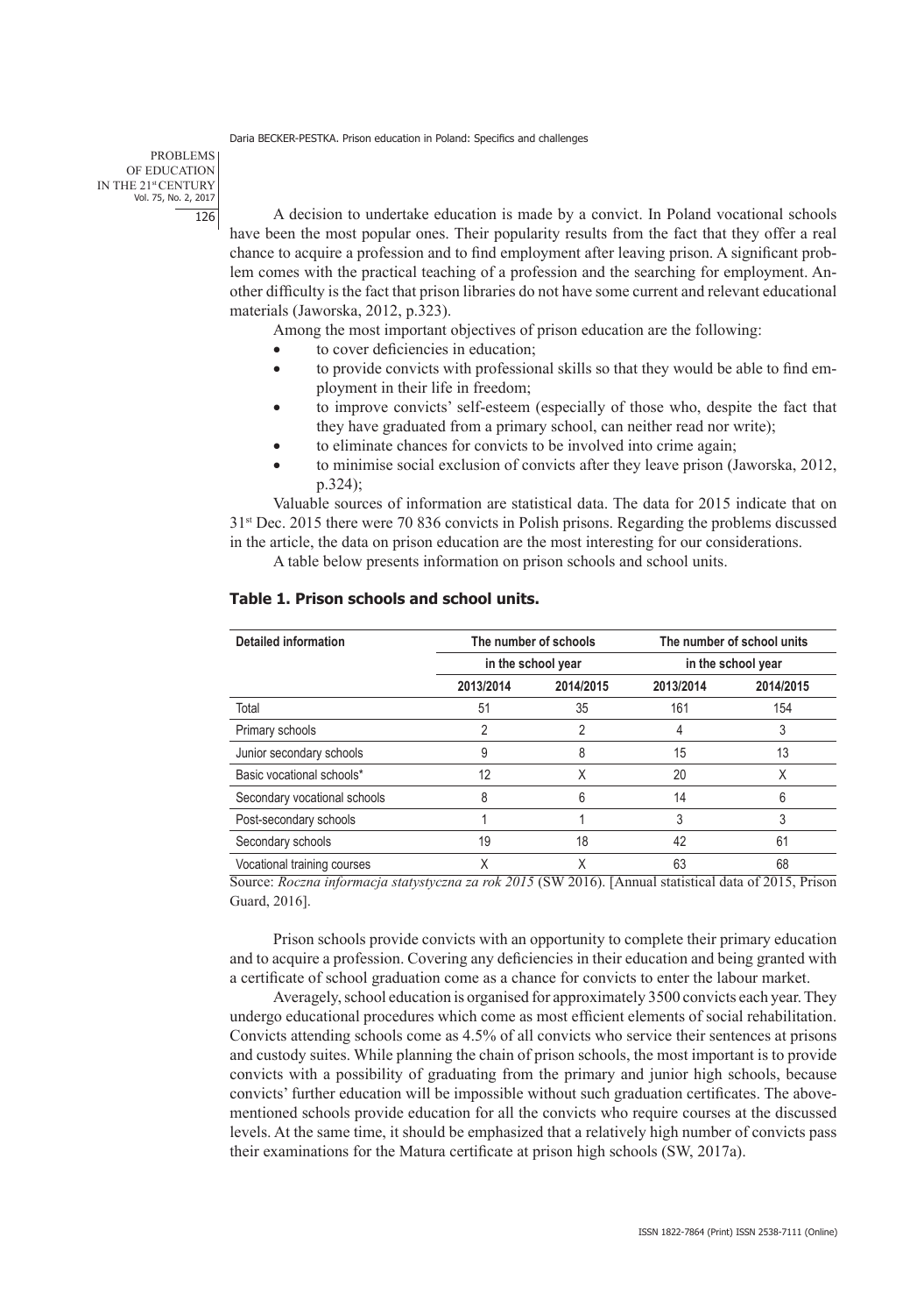A decision to undertake education is made by a convict. In Poland vocational schools have been the most popular ones. Their popularity results from the fact that they offer a real chance to acquire a profession and to find employment after leaving prison. A significant problem comes with the practical teaching of a profession and the searching for employment. Another difficulty is the fact that prison libraries do not have some current and relevant educational materials (Jaworska, 2012, p.323).

Among the most important objectives of prison education are the following:

- to cover deficiencies in education;
- to provide convicts with professional skills so that they would be able to find employment in their life in freedom;
- to improve convicts' self-esteem (especially of those who, despite the fact that they have graduated from a primary school, can neither read nor write);
- to eliminate chances for convicts to be involved into crime again;
- to minimise social exclusion of convicts after they leave prison (Jaworska, 2012, p.324);

Valuable sources of information are statistical data. The data for 2015 indicate that on 31st Dec. 2015 there were 70 836 convicts in Polish prisons. Regarding the problems discussed in the article, the data on prison education are the most interesting for our considerations.

A table below presents information on prison schools and school units.

**Table 1. Prison schools and school units.**

| Detailed information | The number of schools in the school year | | The number of school units in the school year | |
|---|---|---|---|---|
| | 2013/2014 | 2014/2015 | 2013/2014 | 2014/2015 |
| Total | 51 | 35 | 161 | 154 |
| Primary schools | 2 | 2 | 4 | 3 |
| Junior secondary schools | 9 | 8 | 15 | 13 |
| Basic vocational schools* | 12 | X | 20 | X |
| Secondary vocational schools | 8 | 6 | 14 | 6 |
| Post-secondary schools | 1 | 1 | 3 | 3 |
| Secondary schools | 19 | 18 | 42 | 61 |
| Vocational training courses | X | X | 63 | 68 |

Source: *Roczna informacja statystyczna za rok 2015* (SW 2016). [Annual statistical data of 2015, Prison Guard, 2016].

Prison schools provide convicts with an opportunity to complete their primary education and to acquire a profession. Covering any deficiencies in their education and being granted with a certificate of school graduation come as a chance for convicts to enter the labour market.

Averagely, school education is organised for approximately 3500 convicts each year. They undergo educational procedures which come as most efficient elements of social rehabilitation. Convicts attending schools come as 4.5% of all convicts who service their sentences at prisons and custody suites. While planning the chain of prison schools, the most important is to provide convicts with a possibility of graduating from the primary and junior high schools, because convicts' further education will be impossible without such graduation certificates. The above-mentioned schools provide education for all the convicts who require courses at the discussed levels. At the same time, it should be emphasized that a relatively high number of convicts pass their examinations for the Matura certificate at prison high schools (SW, 2017a).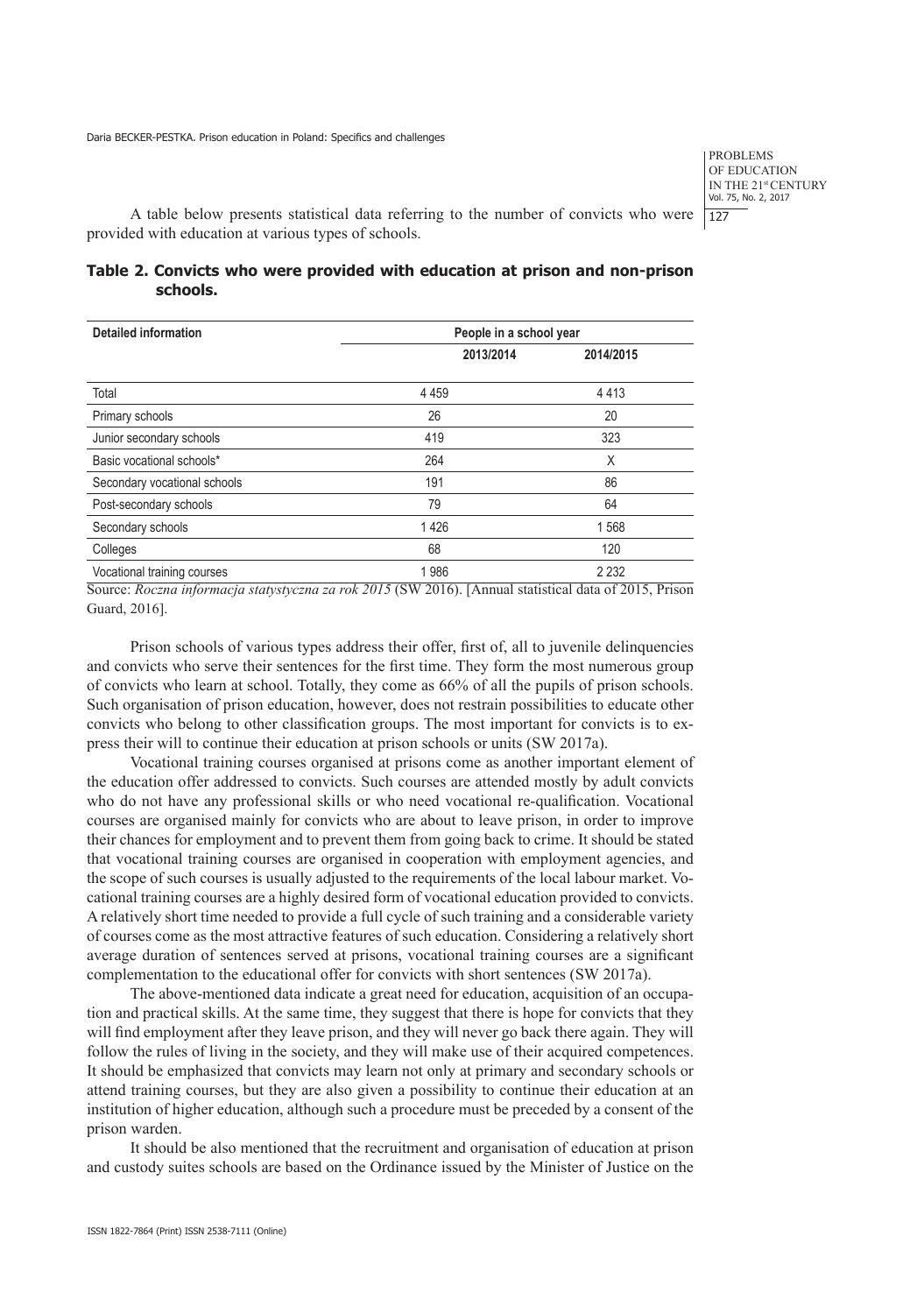A table below presents statistical data referring to the number of convicts who were provided with education at various types of schools.

**Table 2. Convicts who were provided with education at prison and non-prison schools.**

| Detailed information | People in a school year | |
|---|---|---|
| | 2013/2014 | 2014/2015 |
| Total | 4 459 | 4 413 |
| Primary schools | 26 | 20 |
| Junior secondary schools | 419 | 323 |
| Basic vocational schools* | 264 | X |
| Secondary vocational schools | 191 | 86 |
| Post-secondary schools | 79 | 64 |
| Secondary schools | 1 426 | 1 568 |
| Colleges | 68 | 120 |
| Vocational training courses | 1 986 | 2 232 |

Source: *Roczna informacja statystyczna za rok 2015* (SW 2016). [Annual statistical data of 2015, Prison Guard, 2016].

Prison schools of various types address their offer, first of, all to juvenile delinquencies and convicts who serve their sentences for the first time. They form the most numerous group of convicts who learn at school. Totally, they come as 66% of all the pupils of prison schools. Such organisation of prison education, however, does not restrain possibilities to educate other convicts who belong to other classification groups. The most important for convicts is to express their will to continue their education at prison schools or units (SW 2017a).

Vocational training courses organised at prisons come as another important element of the education offer addressed to convicts. Such courses are attended mostly by adult convicts who do not have any professional skills or who need vocational re-qualification. Vocational courses are organised mainly for convicts who are about to leave prison, in order to improve their chances for employment and to prevent them from going back to crime. It should be stated that vocational training courses are organised in cooperation with employment agencies, and the scope of such courses is usually adjusted to the requirements of the local labour market. Vocational training courses are a highly desired form of vocational education provided to convicts. A relatively short time needed to provide a full cycle of such training and a considerable variety of courses come as the most attractive features of such education. Considering a relatively short average duration of sentences served at prisons, vocational training courses are a significant complementation to the educational offer for convicts with short sentences (SW 2017a).

The above-mentioned data indicate a great need for education, acquisition of an occupation and practical skills. At the same time, they suggest that there is hope for convicts that they will find employment after they leave prison, and they will never go back there again. They will follow the rules of living in the society, and they will make use of their acquired competences. It should be emphasized that convicts may learn not only at primary and secondary schools or attend training courses, but they are also given a possibility to continue their education at an institution of higher education, although such a procedure must be preceded by a consent of the prison warden.

It should be also mentioned that the recruitment and organisation of education at prison and custody suites schools are based on the Ordinance issued by the Minister of Justice on the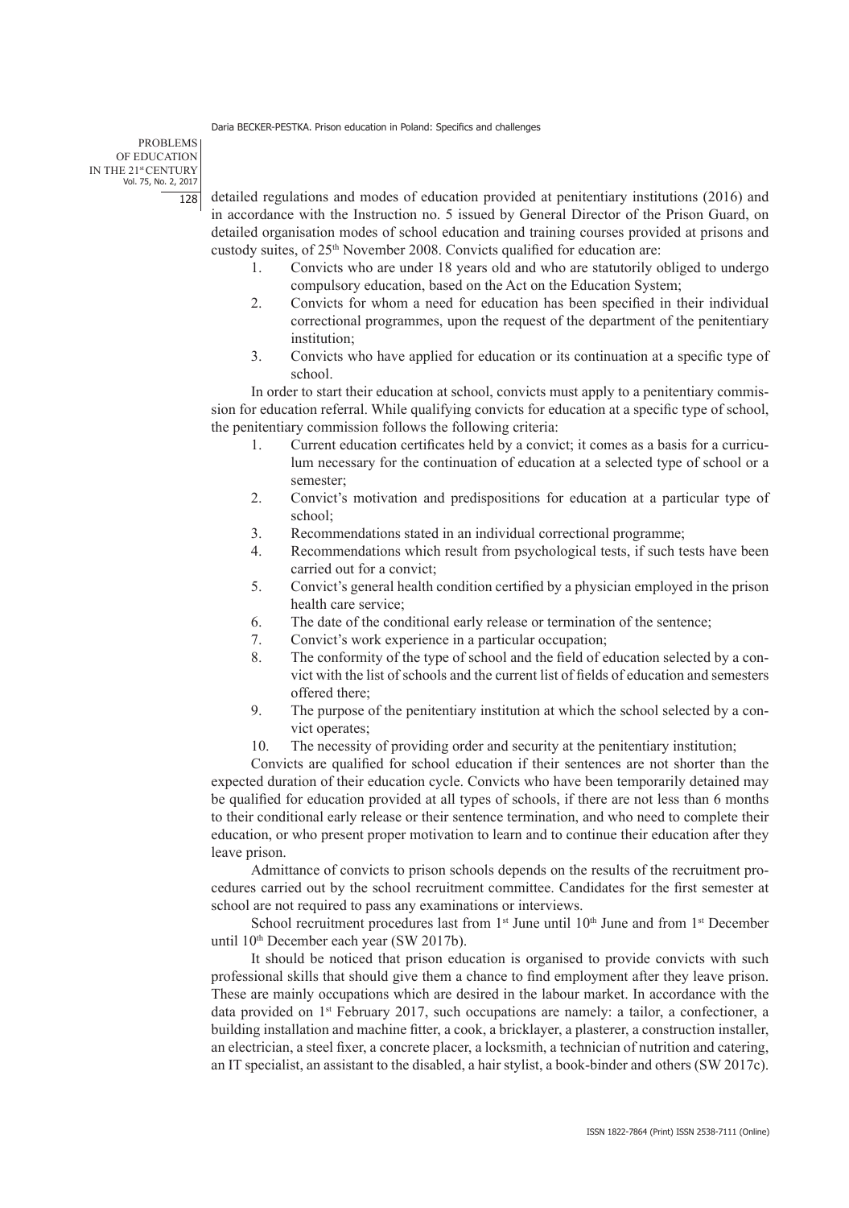detailed regulations and modes of education provided at penitentiary institutions (2016) and in accordance with the Instruction no. 5 issued by General Director of the Prison Guard, on detailed organisation modes of school education and training courses provided at prisons and custody suites, of 25th November 2008. Convicts qualified for education are:

1. Convicts who are under 18 years old and who are statutorily obliged to undergo compulsory education, based on the Act on the Education System;
2. Convicts for whom a need for education has been specified in their individual correctional programmes, upon the request of the department of the penitentiary institution;
3. Convicts who have applied for education or its continuation at a specific type of school.

In order to start their education at school, convicts must apply to a penitentiary commission for education referral. While qualifying convicts for education at a specific type of school, the penitentiary commission follows the following criteria:

1. Current education certificates held by a convict; it comes as a basis for a curriculum necessary for the continuation of education at a selected type of school or a semester;
2. Convict's motivation and predispositions for education at a particular type of school;
3. Recommendations stated in an individual correctional programme;
4. Recommendations which result from psychological tests, if such tests have been carried out for a convict;
5. Convict's general health condition certified by a physician employed in the prison health care service;
6. The date of the conditional early release or termination of the sentence;
7. Convict's work experience in a particular occupation;
8. The conformity of the type of school and the field of education selected by a convict with the list of schools and the current list of fields of education and semesters offered there;
9. The purpose of the penitentiary institution at which the school selected by a convict operates;
10. The necessity of providing order and security at the penitentiary institution;

Convicts are qualified for school education if their sentences are not shorter than the expected duration of their education cycle. Convicts who have been temporarily detained may be qualified for education provided at all types of schools, if there are not less than 6 months to their conditional early release or their sentence termination, and who need to complete their education, or who present proper motivation to learn and to continue their education after they leave prison.

Admittance of convicts to prison schools depends on the results of the recruitment procedures carried out by the school recruitment committee. Candidates for the first semester at school are not required to pass any examinations or interviews.

School recruitment procedures last from 1st June until 10th June and from 1st December until 10th December each year (SW 2017b).

It should be noticed that prison education is organised to provide convicts with such professional skills that should give them a chance to find employment after they leave prison. These are mainly occupations which are desired in the labour market. In accordance with the data provided on 1st February 2017, such occupations are namely: a tailor, a confectioner, a building installation and machine fitter, a cook, a bricklayer, a plasterer, a construction installer, an electrician, a steel fixer, a concrete placer, a locksmith, a technician of nutrition and catering, an IT specialist, an assistant to the disabled, a hair stylist, a book-binder and others (SW 2017c).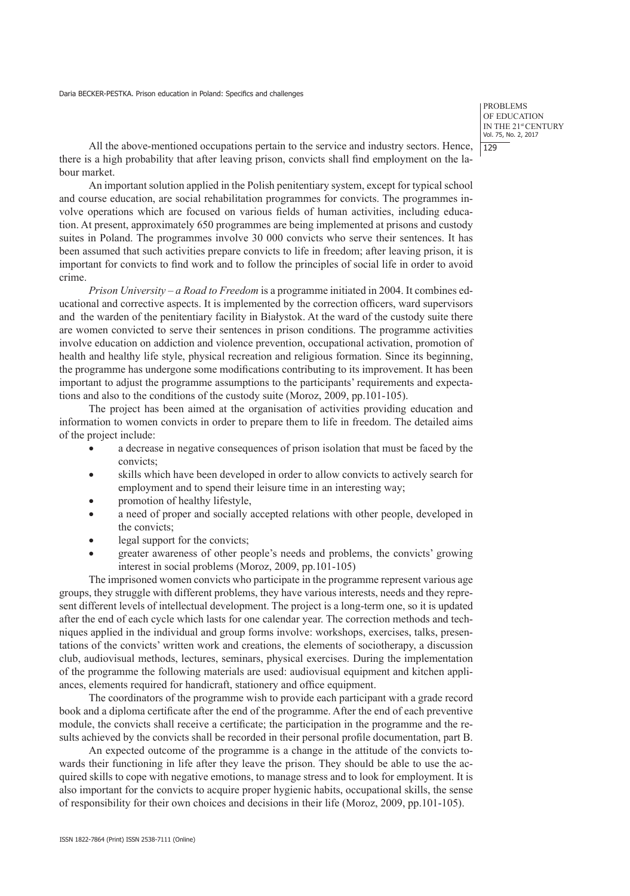All the above-mentioned occupations pertain to the service and industry sectors. Hence, there is a high probability that after leaving prison, convicts shall find employment on the labour market.

An important solution applied in the Polish penitentiary system, except for typical school and course education, are social rehabilitation programmes for convicts. The programmes involve operations which are focused on various fields of human activities, including education. At present, approximately 650 programmes are being implemented at prisons and custody suites in Poland. The programmes involve 30 000 convicts who serve their sentences. It has been assumed that such activities prepare convicts to life in freedom; after leaving prison, it is important for convicts to find work and to follow the principles of social life in order to avoid crime.

*Prison University – a Road to Freedom* is a programme initiated in 2004. It combines educational and corrective aspects. It is implemented by the correction officers, ward supervisors and the warden of the penitentiary facility in Białystok. At the ward of the custody suite there are women convicted to serve their sentences in prison conditions. The programme activities involve education on addiction and violence prevention, occupational activation, promotion of health and healthy life style, physical recreation and religious formation. Since its beginning, the programme has undergone some modifications contributing to its improvement. It has been important to adjust the programme assumptions to the participants' requirements and expectations and also to the conditions of the custody suite (Moroz, 2009, pp.101-105).

The project has been aimed at the organisation of activities providing education and information to women convicts in order to prepare them to life in freedom. The detailed aims of the project include:

- a decrease in negative consequences of prison isolation that must be faced by the convicts;
- skills which have been developed in order to allow convicts to actively search for employment and to spend their leisure time in an interesting way;
- promotion of healthy lifestyle,
- a need of proper and socially accepted relations with other people, developed in the convicts;
- legal support for the convicts;
- greater awareness of other people's needs and problems, the convicts' growing interest in social problems (Moroz, 2009, pp.101-105)

The imprisoned women convicts who participate in the programme represent various age groups, they struggle with different problems, they have various interests, needs and they represent different levels of intellectual development. The project is a long-term one, so it is updated after the end of each cycle which lasts for one calendar year. The correction methods and techniques applied in the individual and group forms involve: workshops, exercises, talks, presentations of the convicts' written work and creations, the elements of sociotherapy, a discussion club, audiovisual methods, lectures, seminars, physical exercises. During the implementation of the programme the following materials are used: audiovisual equipment and kitchen appliances, elements required for handicraft, stationery and office equipment.

The coordinators of the programme wish to provide each participant with a grade record book and a diploma certificate after the end of the programme. After the end of each preventive module, the convicts shall receive a certificate; the participation in the programme and the results achieved by the convicts shall be recorded in their personal profile documentation, part B.

An expected outcome of the programme is a change in the attitude of the convicts towards their functioning in life after they leave the prison. They should be able to use the acquired skills to cope with negative emotions, to manage stress and to look for employment. It is also important for the convicts to acquire proper hygienic habits, occupational skills, the sense of responsibility for their own choices and decisions in their life (Moroz, 2009, pp.101-105).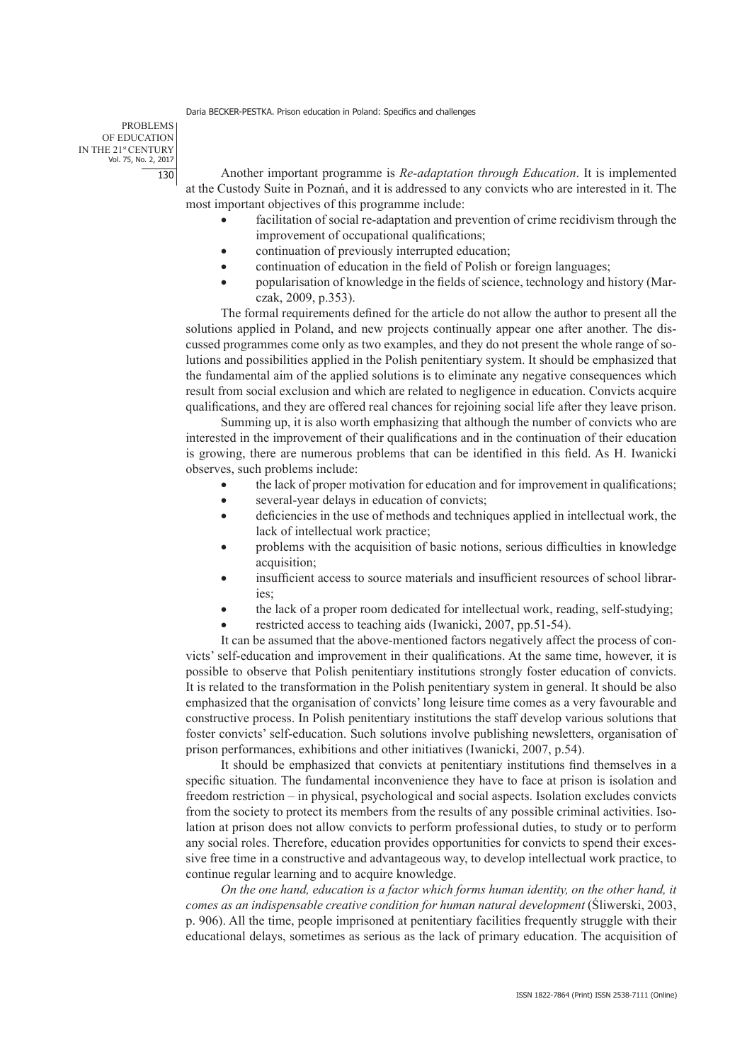Another important programme is *Re-adaptation through Education*. It is implemented at the Custody Suite in Poznań, and it is addressed to any convicts who are interested in it. The most important objectives of this programme include:

- facilitation of social re-adaptation and prevention of crime recidivism through the improvement of occupational qualifications;
- continuation of previously interrupted education;
- continuation of education in the field of Polish or foreign languages;
- popularisation of knowledge in the fields of science, technology and history (Marczak, 2009, p.353).

The formal requirements defined for the article do not allow the author to present all the solutions applied in Poland, and new projects continually appear one after another. The discussed programmes come only as two examples, and they do not present the whole range of solutions and possibilities applied in the Polish penitentiary system. It should be emphasized that the fundamental aim of the applied solutions is to eliminate any negative consequences which result from social exclusion and which are related to negligence in education. Convicts acquire qualifications, and they are offered real chances for rejoining social life after they leave prison.

Summing up, it is also worth emphasizing that although the number of convicts who are interested in the improvement of their qualifications and in the continuation of their education is growing, there are numerous problems that can be identified in this field. As H. Iwanicki observes, such problems include:

- the lack of proper motivation for education and for improvement in qualifications;
- several-year delays in education of convicts;
- deficiencies in the use of methods and techniques applied in intellectual work, the lack of intellectual work practice;
- problems with the acquisition of basic notions, serious difficulties in knowledge acquisition;
- insufficient access to source materials and insufficient resources of school libraries;
- the lack of a proper room dedicated for intellectual work, reading, self-studying;
- restricted access to teaching aids (Iwanicki, 2007, pp.51-54).

It can be assumed that the above-mentioned factors negatively affect the process of convicts' self-education and improvement in their qualifications. At the same time, however, it is possible to observe that Polish penitentiary institutions strongly foster education of convicts. It is related to the transformation in the Polish penitentiary system in general. It should be also emphasized that the organisation of convicts' long leisure time comes as a very favourable and constructive process. In Polish penitentiary institutions the staff develop various solutions that foster convicts' self-education. Such solutions involve publishing newsletters, organisation of prison performances, exhibitions and other initiatives (Iwanicki, 2007, p.54).

It should be emphasized that convicts at penitentiary institutions find themselves in a specific situation. The fundamental inconvenience they have to face at prison is isolation and freedom restriction – in physical, psychological and social aspects. Isolation excludes convicts from the society to protect its members from the results of any possible criminal activities. Isolation at prison does not allow convicts to perform professional duties, to study or to perform any social roles. Therefore, education provides opportunities for convicts to spend their excessive free time in a constructive and advantageous way, to develop intellectual work practice, to continue regular learning and to acquire knowledge.

*On the one hand, education is a factor which forms human identity, on the other hand, it comes as an indispensable creative condition for human natural development* (Śliwerski, 2003, p. 906). All the time, people imprisoned at penitentiary facilities frequently struggle with their educational delays, sometimes as serious as the lack of primary education. The acquisition of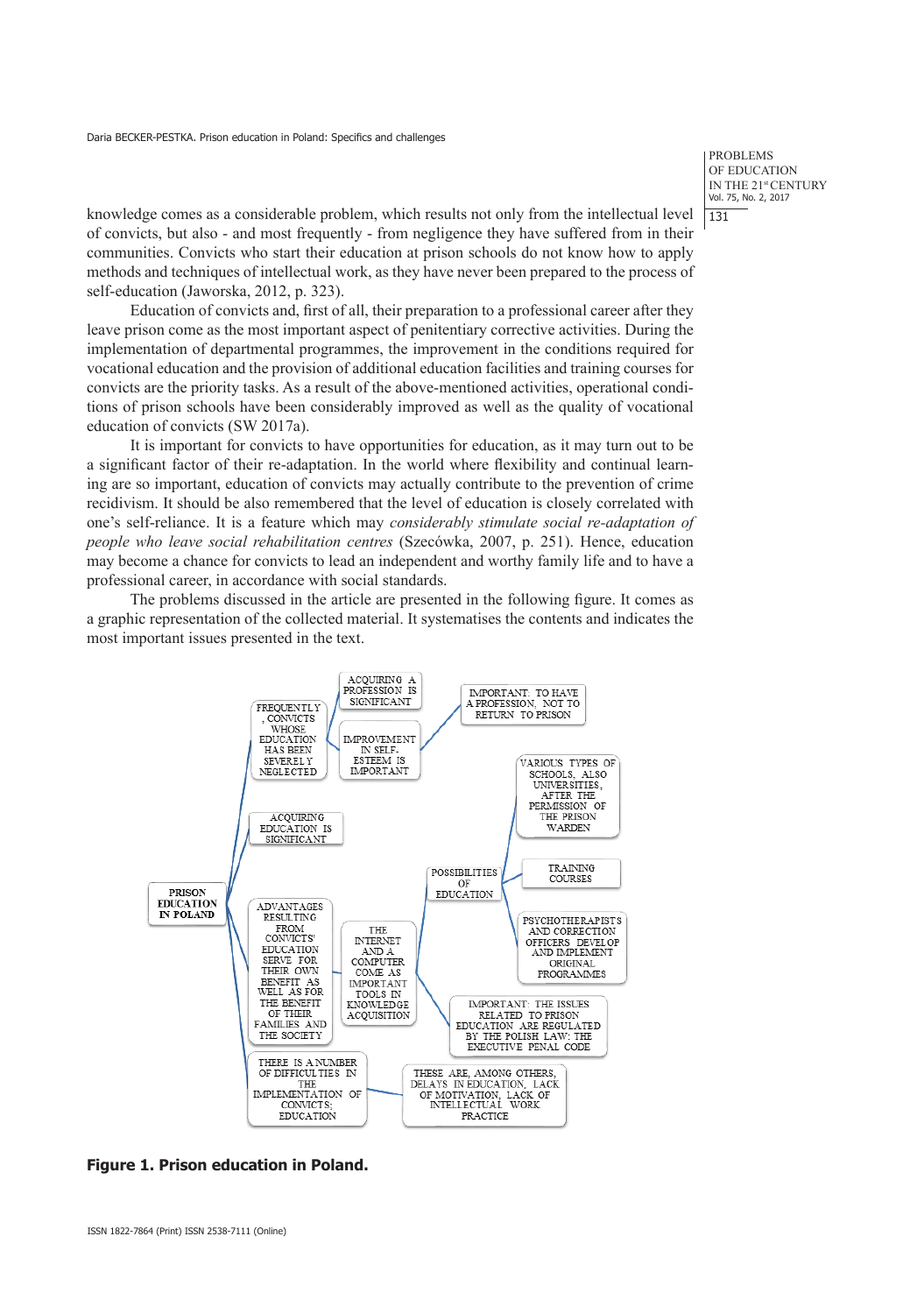knowledge comes as a considerable problem, which results not only from the intellectual level of convicts, but also - and most frequently - from negligence they have suffered from in their communities. Convicts who start their education at prison schools do not know how to apply methods and techniques of intellectual work, as they have never been prepared to the process of self-education (Jaworska, 2012, p. 323).

Education of convicts and, first of all, their preparation to a professional career after they leave prison come as the most important aspect of penitentiary corrective activities. During the implementation of departmental programmes, the improvement in the conditions required for vocational education and the provision of additional education facilities and training courses for convicts are the priority tasks. As a result of the above-mentioned activities, operational conditions of prison schools have been considerably improved as well as the quality of vocational education of convicts (SW 2017a).

It is important for convicts to have opportunities for education, as it may turn out to be a significant factor of their re-adaptation. In the world where flexibility and continual learning are so important, education of convicts may actually contribute to the prevention of crime recidivism. It should be also remembered that the level of education is closely correlated with one's self-reliance. It is a feature which may *considerably stimulate social re-adaptation of people who leave social rehabilitation centres* (Szecówka, 2007, p. 251). Hence, education may become a chance for convicts to lead an independent and worthy family life and to have a professional career, in accordance with social standards.

The problems discussed in the article are presented in the following figure. It comes as a graphic representation of the collected material. It systematises the contents and indicates the most important issues presented in the text.

- PRISON EDUCATION IN POLAND
  - FREQUENTLY, CONVICTS WHOSE EDUCATION HAS BEEN SEVERELY NEGLECTED
    - ACQUIRING A PROFESSION IS SIGNIFICANT
    - IMPROVEMENT IN SELF-ESTEEM IS IMPORTANT
      - IMPORTANT: TO HAVE A PROFESSION, NOT TO RETURN TO PRISON
  - ACQUIRING EDUCATION IS SIGNIFICANT
  - ADVANTAGES RESULTING FROM CONVICTS' EDUCATION SERVE FOR THEIR OWN BENEFIT AS WELL AS FOR THE BENEFIT OF THEIR FAMILIES AND THE SOCIETY
    - THE INTERNET AND A COMPUTER COME AS IMPORTANT TOOLS IN KNOWLEDGE ACQUISITION
      - POSSIBILITIES OF EDUCATION
        - VARIOUS TYPES OF SCHOOLS, ALSO UNIVERSITIES, AFTER THE PERMISSION OF THE PRISON WARDEN
        - TRAINING COURSES
        - PSYCHOTHERAPISTS AND CORRECTION OFFICERS DEVELOP AND IMPLEMENT ORIGINAL PROGRAMMES
      - IMPORTANT: THE ISSUES RELATED TO PRISON EDUCATION ARE REGULATED BY THE POLISH LAW: THE EXECUTIVE PENAL CODE
  - THERE IS A NUMBER OF DIFFICULTIES IN THE IMPLEMENTATION OF CONVICTS; EDUCATION
    - THESE ARE, AMONG OTHERS, DELAYS IN EDUCATION, LACK OF MOTIVATION, LACK OF INTELLECTUAL WORK PRACTICE

**Figure 1. Prison education in Poland.**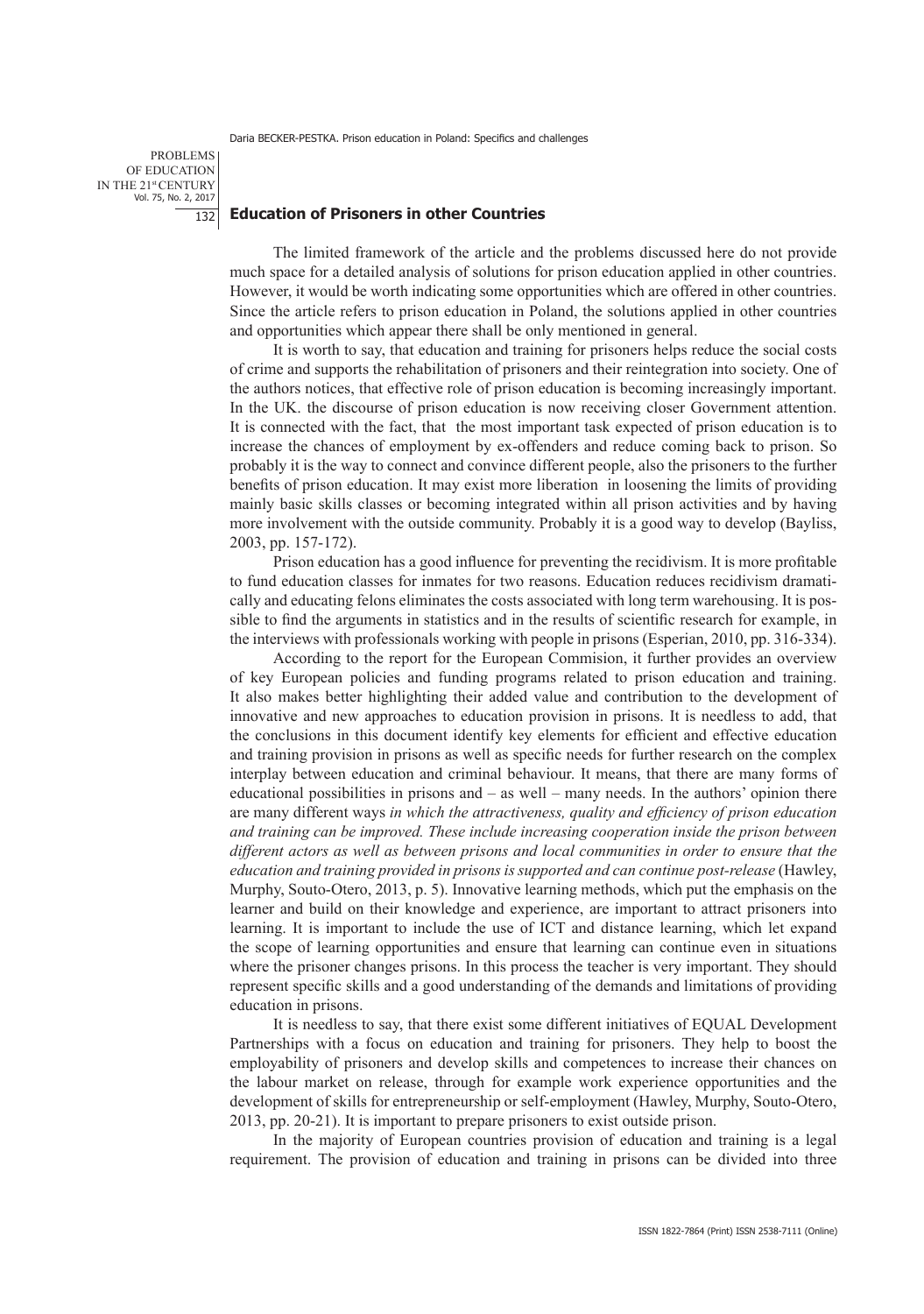## Education of Prisoners in other Countries

The limited framework of the article and the problems discussed here do not provide much space for a detailed analysis of solutions for prison education applied in other countries. However, it would be worth indicating some opportunities which are offered in other countries. Since the article refers to prison education in Poland, the solutions applied in other countries and opportunities which appear there shall be only mentioned in general.

It is worth to say, that education and training for prisoners helps reduce the social costs of crime and supports the rehabilitation of prisoners and their reintegration into society. One of the authors notices, that effective role of prison education is becoming increasingly important. In the UK. the discourse of prison education is now receiving closer Government attention. It is connected with the fact, that the most important task expected of prison education is to increase the chances of employment by ex-offenders and reduce coming back to prison. So probably it is the way to connect and convince different people, also the prisoners to the further benefits of prison education. It may exist more liberation in loosening the limits of providing mainly basic skills classes or becoming integrated within all prison activities and by having more involvement with the outside community. Probably it is a good way to develop (Bayliss, 2003, pp. 157-172).

Prison education has a good influence for preventing the recidivism. It is more profitable to fund education classes for inmates for two reasons. Education reduces recidivism dramatically and educating felons eliminates the costs associated with long term warehousing. It is possible to find the arguments in statistics and in the results of scientific research for example, in the interviews with professionals working with people in prisons (Esperian, 2010, pp. 316-334).

According to the report for the European Commision, it further provides an overview of key European policies and funding programs related to prison education and training. It also makes better highlighting their added value and contribution to the development of innovative and new approaches to education provision in prisons. It is needless to add, that the conclusions in this document identify key elements for efficient and effective education and training provision in prisons as well as specific needs for further research on the complex interplay between education and criminal behaviour. It means, that there are many forms of educational possibilities in prisons and – as well – many needs. In the authors' opinion there are many different ways *in which the attractiveness, quality and efficiency of prison education and training can be improved. These include increasing cooperation inside the prison between different actors as well as between prisons and local communities in order to ensure that the education and training provided in prisons is supported and can continue post-release* (Hawley, Murphy, Souto-Otero, 2013, p. 5). Innovative learning methods, which put the emphasis on the learner and build on their knowledge and experience, are important to attract prisoners into learning. It is important to include the use of ICT and distance learning, which let expand the scope of learning opportunities and ensure that learning can continue even in situations where the prisoner changes prisons. In this process the teacher is very important. They should represent specific skills and a good understanding of the demands and limitations of providing education in prisons.

It is needless to say, that there exist some different initiatives of EQUAL Development Partnerships with a focus on education and training for prisoners. They help to boost the employability of prisoners and develop skills and competences to increase their chances on the labour market on release, through for example work experience opportunities and the development of skills for entrepreneurship or self-employment (Hawley, Murphy, Souto-Otero, 2013, pp. 20-21). It is important to prepare prisoners to exist outside prison.

In the majority of European countries provision of education and training is a legal requirement. The provision of education and training in prisons can be divided into three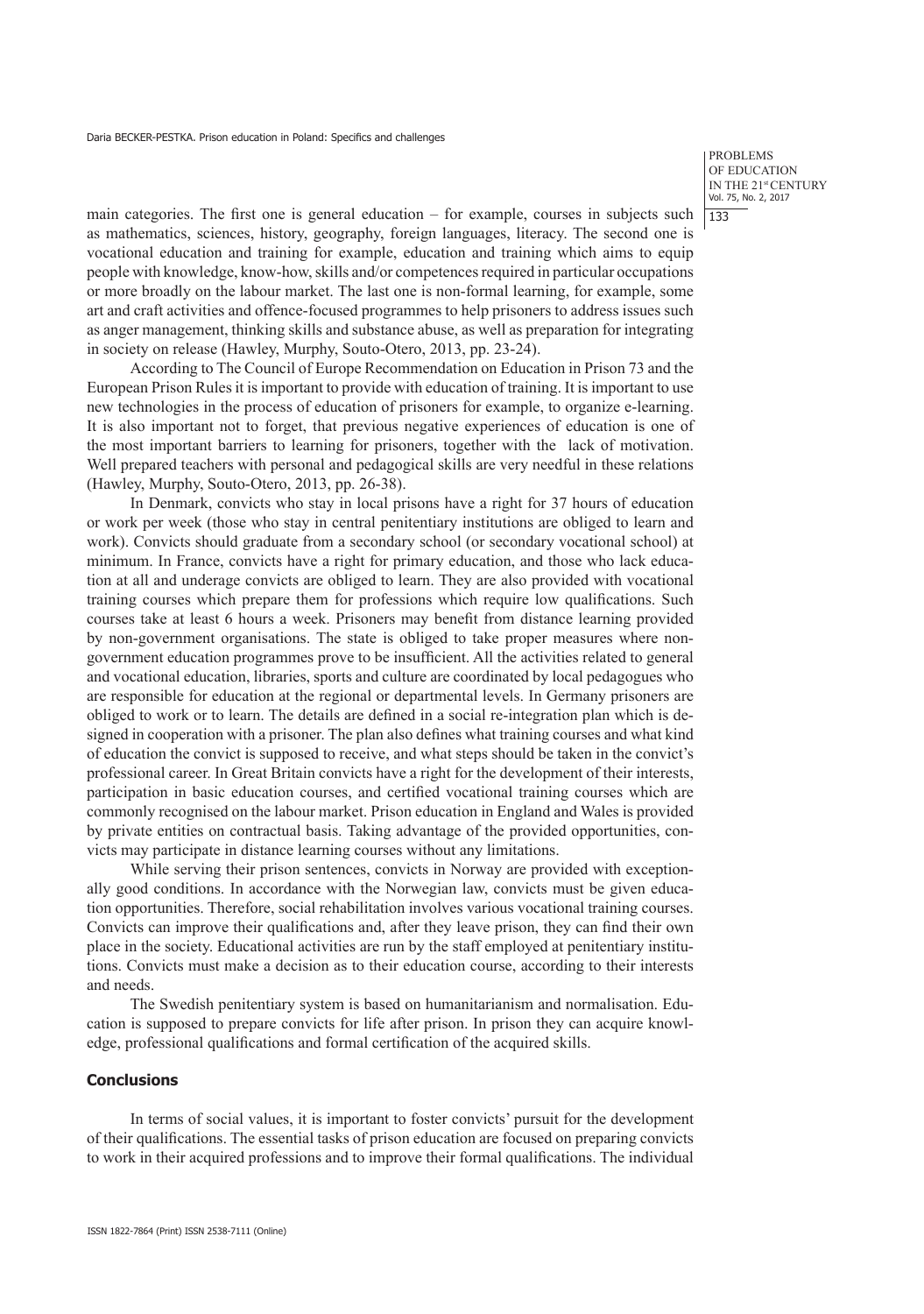main categories. The first one is general education – for example, courses in subjects such as mathematics, sciences, history, geography, foreign languages, literacy. The second one is vocational education and training for example, education and training which aims to equip people with knowledge, know-how, skills and/or competences required in particular occupations or more broadly on the labour market. The last one is non-formal learning, for example, some art and craft activities and offence-focused programmes to help prisoners to address issues such as anger management, thinking skills and substance abuse, as well as preparation for integrating in society on release (Hawley, Murphy, Souto-Otero, 2013, pp. 23-24).

According to The Council of Europe Recommendation on Education in Prison 73 and the European Prison Rules it is important to provide with education of training. It is important to use new technologies in the process of education of prisoners for example, to organize e-learning. It is also important not to forget, that previous negative experiences of education is one of the most important barriers to learning for prisoners, together with the lack of motivation. Well prepared teachers with personal and pedagogical skills are very needful in these relations (Hawley, Murphy, Souto-Otero, 2013, pp. 26-38).

In Denmark, convicts who stay in local prisons have a right for 37 hours of education or work per week (those who stay in central penitentiary institutions are obliged to learn and work). Convicts should graduate from a secondary school (or secondary vocational school) at minimum. In France, convicts have a right for primary education, and those who lack education at all and underage convicts are obliged to learn. They are also provided with vocational training courses which prepare them for professions which require low qualifications. Such courses take at least 6 hours a week. Prisoners may benefit from distance learning provided by non-government organisations. The state is obliged to take proper measures where non-government education programmes prove to be insufficient. All the activities related to general and vocational education, libraries, sports and culture are coordinated by local pedagogues who are responsible for education at the regional or departmental levels. In Germany prisoners are obliged to work or to learn. The details are defined in a social re-integration plan which is designed in cooperation with a prisoner. The plan also defines what training courses and what kind of education the convict is supposed to receive, and what steps should be taken in the convict's professional career. In Great Britain convicts have a right for the development of their interests, participation in basic education courses, and certified vocational training courses which are commonly recognised on the labour market. Prison education in England and Wales is provided by private entities on contractual basis. Taking advantage of the provided opportunities, convicts may participate in distance learning courses without any limitations.

While serving their prison sentences, convicts in Norway are provided with exceptionally good conditions. In accordance with the Norwegian law, convicts must be given education opportunities. Therefore, social rehabilitation involves various vocational training courses. Convicts can improve their qualifications and, after they leave prison, they can find their own place in the society. Educational activities are run by the staff employed at penitentiary institutions. Convicts must make a decision as to their education course, according to their interests and needs.

The Swedish penitentiary system is based on humanitarianism and normalisation. Education is supposed to prepare convicts for life after prison. In prison they can acquire knowledge, professional qualifications and formal certification of the acquired skills.

## Conclusions

In terms of social values, it is important to foster convicts' pursuit for the development of their qualifications. The essential tasks of prison education are focused on preparing convicts to work in their acquired professions and to improve their formal qualifications. The individual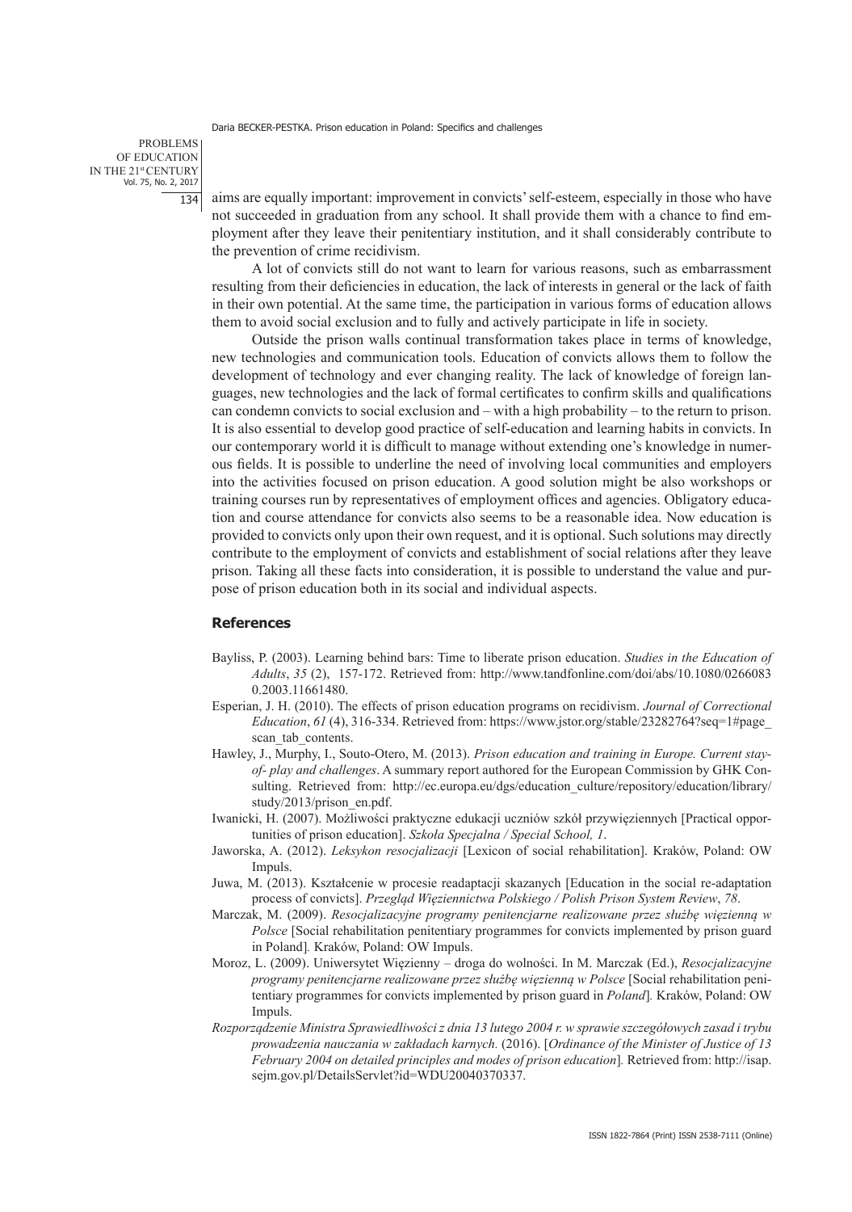aims are equally important: improvement in convicts' self-esteem, especially in those who have not succeeded in graduation from any school. It shall provide them with a chance to find employment after they leave their penitentiary institution, and it shall considerably contribute to the prevention of crime recidivism.

A lot of convicts still do not want to learn for various reasons, such as embarrassment resulting from their deficiencies in education, the lack of interests in general or the lack of faith in their own potential. At the same time, the participation in various forms of education allows them to avoid social exclusion and to fully and actively participate in life in society.

Outside the prison walls continual transformation takes place in terms of knowledge, new technologies and communication tools. Education of convicts allows them to follow the development of technology and ever changing reality. The lack of knowledge of foreign languages, new technologies and the lack of formal certificates to confirm skills and qualifications can condemn convicts to social exclusion and – with a high probability – to the return to prison. It is also essential to develop good practice of self-education and learning habits in convicts. In our contemporary world it is difficult to manage without extending one's knowledge in numerous fields. It is possible to underline the need of involving local communities and employers into the activities focused on prison education. A good solution might be also workshops or training courses run by representatives of employment offices and agencies. Obligatory education and course attendance for convicts also seems to be a reasonable idea. Now education is provided to convicts only upon their own request, and it is optional. Such solutions may directly contribute to the employment of convicts and establishment of social relations after they leave prison. Taking all these facts into consideration, it is possible to understand the value and purpose of prison education both in its social and individual aspects.

## References

Bayliss, P. (2003). Learning behind bars: Time to liberate prison education. *Studies in the Education of Adults*, *35* (2), 157-172. Retrieved from: http://www.tandfonline.com/doi/abs/10.1080/02660830.2003.11661480.

Esperian, J. H. (2010). The effects of prison education programs on recidivism. *Journal of Correctional Education*, *61* (4), 316-334. Retrieved from: https://www.jstor.org/stable/23282764?seq=1#page_scan_tab_contents.

Hawley, J., Murphy, I., Souto-Otero, M. (2013). *Prison education and training in Europe. Current stay-of- play and challenges*. A summary report authored for the European Commission by GHK Consulting. Retrieved from: http://ec.europa.eu/dgs/education_culture/repository/education/library/study/2013/prison_en.pdf.

Iwanicki, H. (2007). Możliwości praktyczne edukacji uczniów szkół przywięziennych [Practical opportunities of prison education]. *Szkoła Specjalna / Special School, 1*.

Jaworska, A. (2012). *Leksykon resocjalizacji* [Lexicon of social rehabilitation]. Kraków, Poland: OW Impuls.

Juwa, M. (2013). Kształcenie w procesie readaptacji skazanych [Education in the social re-adaptation process of convicts]. *Przegląd Więziennictwa Polskiego / Polish Prison System Review*, *78*.

Marczak, M. (2009). *Resocjalizacyjne programy penitencjarne realizowane przez służbę więzienną w Polsce* [Social rehabilitation penitentiary programmes for convicts implemented by prison guard in Poland]. Kraków, Poland: OW Impuls.

Moroz, L. (2009). Uniwersytet Więzienny – droga do wolności. In M. Marczak (Ed.), *Resocjalizacyjne programy penitencjarne realizowane przez służbę więzienną w Polsce* [Social rehabilitation penitentiary programmes for convicts implemented by prison guard in *Poland*]. Kraków, Poland: OW Impuls.

*Rozporządzenie Ministra Sprawiedliwości z dnia 13 lutego 2004 r. w sprawie szczegółowych zasad i trybu prowadzenia nauczania w zakładach karnych.* (2016). [*Ordinance of the Minister of Justice of 13 February 2004 on detailed principles and modes of prison education*]. Retrieved from: http://isap.sejm.gov.pl/DetailsServlet?id=WDU20040370337.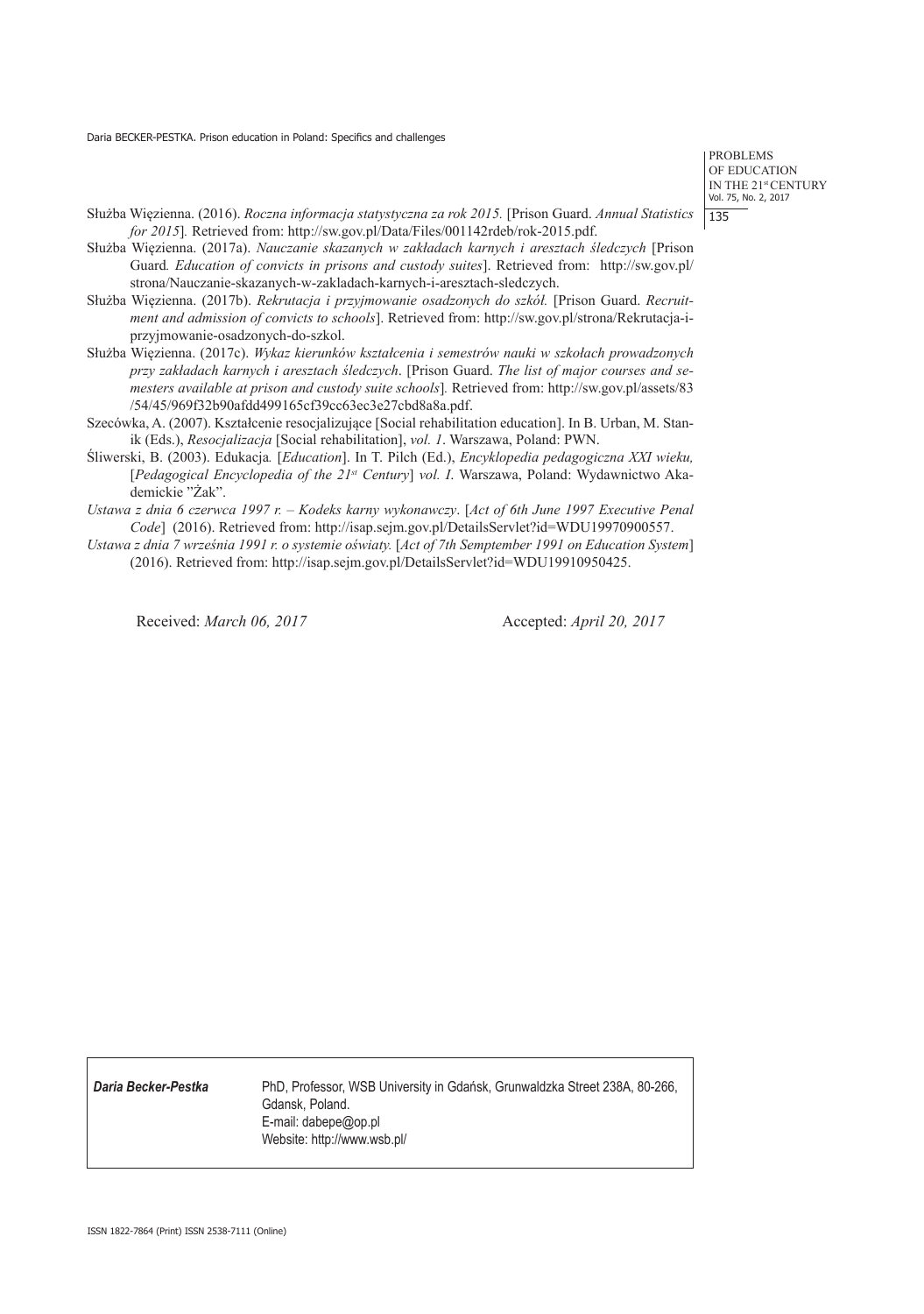Służba Więzienna. (2016). *Roczna informacja statystyczna za rok 2015.* [Prison Guard. *Annual Statistics for 2015*]*.* Retrieved from: http://sw.gov.pl/Data/Files/001142rdeb/rok-2015.pdf.

Służba Więzienna. (2017a). *Nauczanie skazanych w zakładach karnych i aresztach śledczych* [Prison Guard*. Education of convicts in prisons and custody suites*]. Retrieved from: http://sw.gov.pl/strona/Nauczanie-skazanych-w-zakladach-karnych-i-aresztach-sledczych.

Służba Więzienna. (2017b). *Rekrutacja i przyjmowanie osadzonych do szkół.* [Prison Guard. *Recruitment and admission of convicts to schools*]. Retrieved from: http://sw.gov.pl/strona/Rekrutacja-i-przyjmowanie-osadzonych-do-szkol.

Służba Więzienna. (2017c). *Wykaz kierunków kształcenia i semestrów nauki w szkołach prowadzonych przy zakładach karnych i aresztach śledczych*. [Prison Guard. *The list of major courses and semesters available at prison and custody suite schools*]*.* Retrieved from: http://sw.gov.pl/assets/83/54/45/969f32b90afdd499165cf39cc63ec3e27cbd8a8a.pdf.

Szecówka, A. (2007). Kształcenie resocjalizujące [Social rehabilitation education]. In B. Urban, M. Stanik (Eds.), *Resocjalizacja* [Social rehabilitation], *vol. 1*. Warszawa, Poland: PWN.

Śliwerski, B. (2003). Edukacja*.* [*Education*]. In T. Pilch (Ed.), *Encyklopedia pedagogiczna XXI wieku,* [*Pedagogical Encyclopedia of the 21st Century*] *vol. I*. Warszawa, Poland: Wydawnictwo Akademickie "Żak".

*Ustawa z dnia 6 czerwca 1997 r. – Kodeks karny wykonawczy*. [*Act of 6th June 1997 Executive Penal Code*] (2016). Retrieved from: http://isap.sejm.gov.pl/DetailsServlet?id=WDU19970900557.

*Ustawa z dnia 7 września 1991 r. o systemie oświaty.* [*Act of 7th Semptember 1991 on Education System*] (2016). Retrieved from: http://isap.sejm.gov.pl/DetailsServlet?id=WDU19910950425.

Received: *March 06, 2017* Accepted: *April 20, 2017*

| | |
|---|---|
| ***Daria Becker-Pestka*** | PhD, Professor, WSB University in Gdańsk, Grunwaldzka Street 238A, 80-266, Gdansk, Poland. E-mail: dabepe@op.pl Website: http://www.wsb.pl/ |